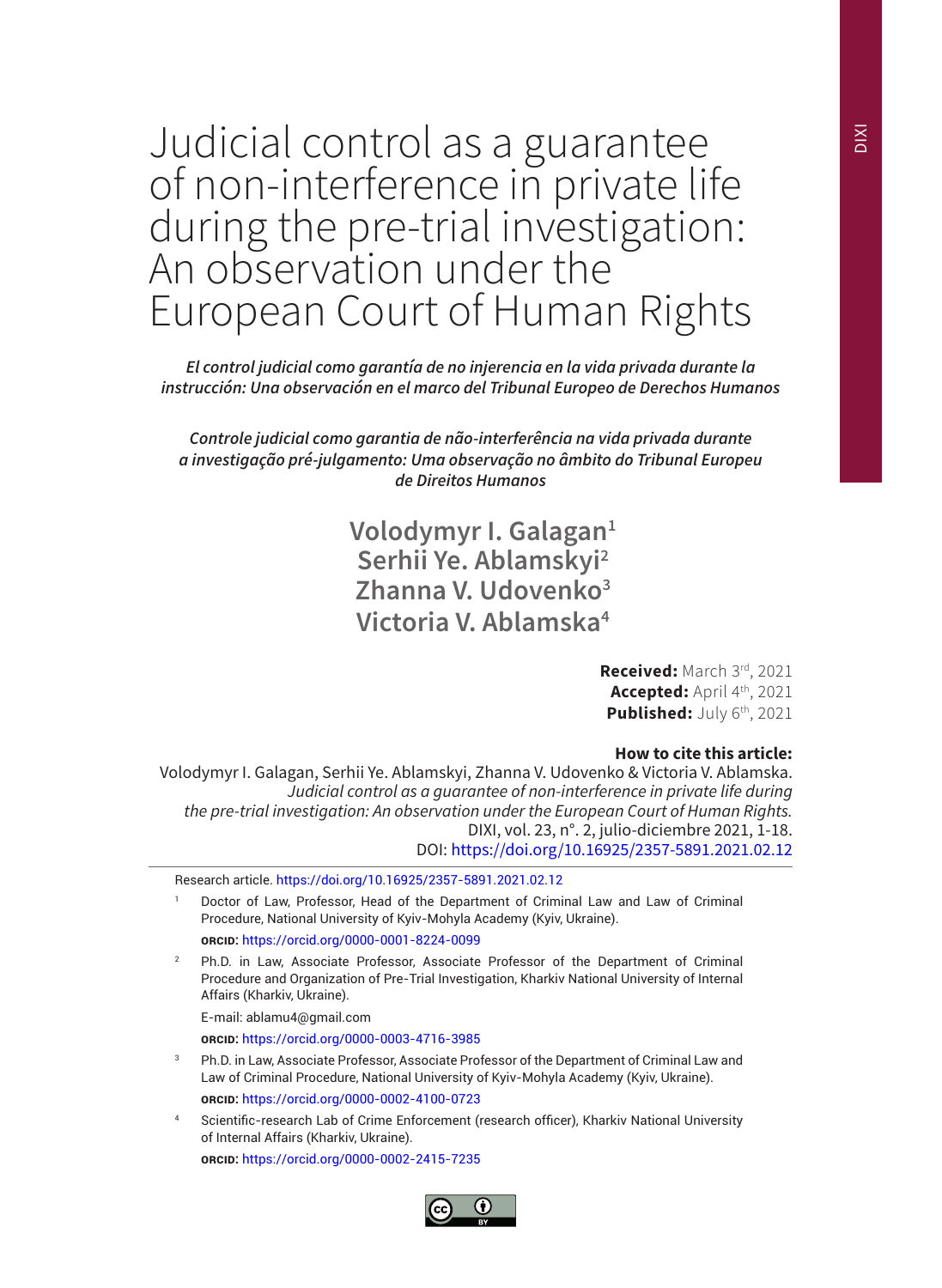# Judicial control as a guarantee of non-interference in private life during the pre-trial investigation: An observation under the European Court of Human Rights

*El control judicial como garantía de no injerencia en la vida privada durante la instrucción: Una observación en el marco del Tribunal Europeo de Derechos Humanos*

*Controle judicial como garantia de não-interferência na vida privada durante a investigação pré-julgamento: Uma observação no âmbito do Tribunal Europeu de Direitos Humanos*

**Volodymyr I. Galagan[1]**
**Serhii Ye. Ablamskyi[2]**
**Zhanna V. Udovenko[3]**
**Victoria V. Ablamska[4]**

**Received:** March 3rd, 2021
**Accepted:** April 4th, 2021
**Published:** July 6th, 2021

**How to cite this article:**
Volodymyr I. Galagan, Serhii Ye. Ablamskyi, Zhanna V. Udovenko & Victoria V. Ablamska. *Judicial control as a guarantee of non-interference in private life during the pre-trial investigation: An observation under the European Court of Human Rights.* DIXI, vol. 23, n°. 2, julio-diciembre 2021, 1-18.
DOI: https://doi.org/10.16925/2357-5891.2021.02.12

---

Research article. https://doi.org/10.16925/2357-5891.2021.02.12

[1] Doctor of Law, Professor, Head of the Department of Criminal Law and Law of Criminal Procedure, National University of Kyiv-Mohyla Academy (Kyiv, Ukraine).
**ORCID:** https://orcid.org/0000-0001-8224-0099

[2] Ph.D. in Law, Associate Professor, Associate Professor of the Department of Criminal Procedure and Organization of Pre-Trial Investigation, Kharkiv National University of Internal Affairs (Kharkiv, Ukraine).
E-mail: ablamu4@gmail.com
**ORCID:** https://orcid.org/0000-0003-4716-3985

[3] Ph.D. in Law, Associate Professor, Associate Professor of the Department of Criminal Law and Law of Criminal Procedure, National University of Kyiv-Mohyla Academy (Kyiv, Ukraine).
**ORCID:** https://orcid.org/0000-0002-4100-0723

[4] Scientific-research Lab of Crime Enforcement (research officer), Kharkiv National University of Internal Affairs (Kharkiv, Ukraine).
**ORCID:** https://orcid.org/0000-0002-2415-7235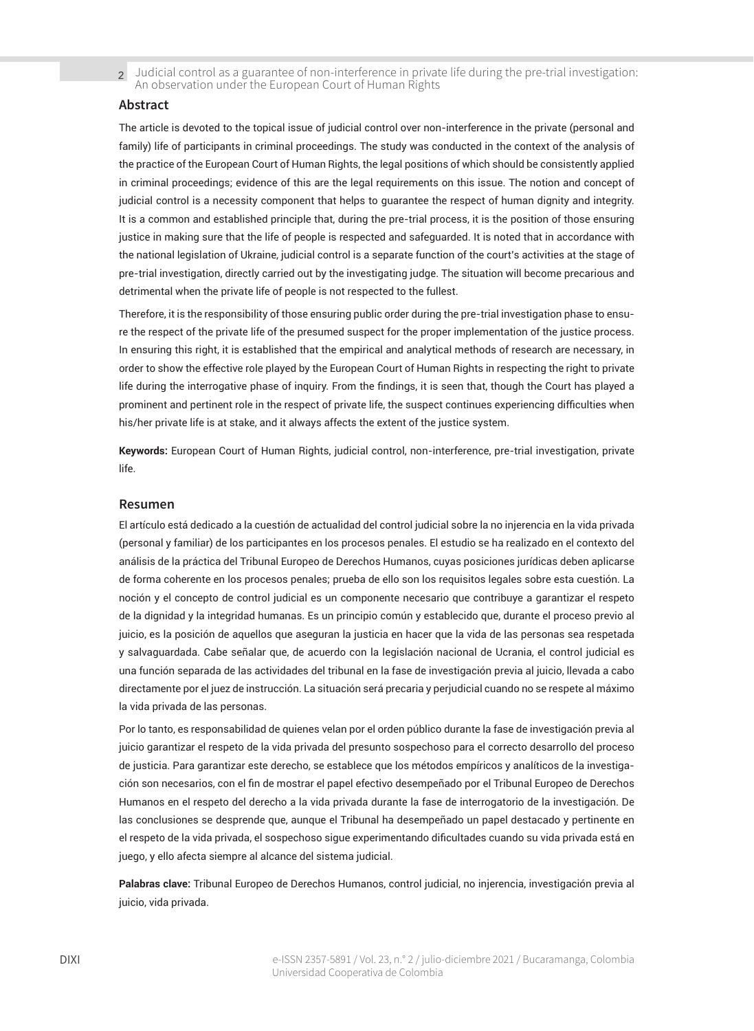## Abstract

The article is devoted to the topical issue of judicial control over non-interference in the private (personal and family) life of participants in criminal proceedings. The study was conducted in the context of the analysis of the practice of the European Court of Human Rights, the legal positions of which should be consistently applied in criminal proceedings; evidence of this are the legal requirements on this issue. The notion and concept of judicial control is a necessity component that helps to guarantee the respect of human dignity and integrity. It is a common and established principle that, during the pre-trial process, it is the position of those ensuring justice in making sure that the life of people is respected and safeguarded. It is noted that in accordance with the national legislation of Ukraine, judicial control is a separate function of the court's activities at the stage of pre-trial investigation, directly carried out by the investigating judge. The situation will become precarious and detrimental when the private life of people is not respected to the fullest.

Therefore, it is the responsibility of those ensuring public order during the pre-trial investigation phase to ensure the respect of the private life of the presumed suspect for the proper implementation of the justice process. In ensuring this right, it is established that the empirical and analytical methods of research are necessary, in order to show the effective role played by the European Court of Human Rights in respecting the right to private life during the interrogative phase of inquiry. From the findings, it is seen that, though the Court has played a prominent and pertinent role in the respect of private life, the suspect continues experiencing difficulties when his/her private life is at stake, and it always affects the extent of the justice system.

**Keywords:** European Court of Human Rights, judicial control, non-interference, pre-trial investigation, private life.

## Resumen

El artículo está dedicado a la cuestión de actualidad del control judicial sobre la no injerencia en la vida privada (personal y familiar) de los participantes en los procesos penales. El estudio se ha realizado en el contexto del análisis de la práctica del Tribunal Europeo de Derechos Humanos, cuyas posiciones jurídicas deben aplicarse de forma coherente en los procesos penales; prueba de ello son los requisitos legales sobre esta cuestión. La noción y el concepto de control judicial es un componente necesario que contribuye a garantizar el respeto de la dignidad y la integridad humanas. Es un principio común y establecido que, durante el proceso previo al juicio, es la posición de aquellos que aseguran la justicia en hacer que la vida de las personas sea respetada y salvaguardada. Cabe señalar que, de acuerdo con la legislación nacional de Ucrania, el control judicial es una función separada de las actividades del tribunal en la fase de investigación previa al juicio, llevada a cabo directamente por el juez de instrucción. La situación será precaria y perjudicial cuando no se respete al máximo la vida privada de las personas.

Por lo tanto, es responsabilidad de quienes velan por el orden público durante la fase de investigación previa al juicio garantizar el respeto de la vida privada del presunto sospechoso para el correcto desarrollo del proceso de justicia. Para garantizar este derecho, se establece que los métodos empíricos y analíticos de la investigación son necesarios, con el fin de mostrar el papel efectivo desempeñado por el Tribunal Europeo de Derechos Humanos en el respeto del derecho a la vida privada durante la fase de interrogatorio de la investigación. De las conclusiones se desprende que, aunque el Tribunal ha desempeñado un papel destacado y pertinente en el respeto de la vida privada, el sospechoso sigue experimentando dificultades cuando su vida privada está en juego, y ello afecta siempre al alcance del sistema judicial.

**Palabras clave:** Tribunal Europeo de Derechos Humanos, control judicial, no injerencia, investigación previa al juicio, vida privada.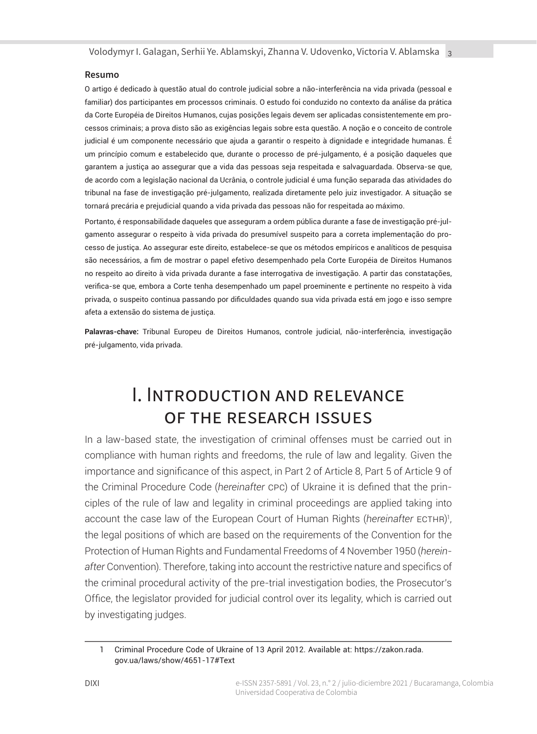**Resumo**

O artigo é dedicado à questão atual do controle judicial sobre a não-interferência na vida privada (pessoal e familiar) dos participantes em processos criminais. O estudo foi conduzido no contexto da análise da prática da Corte Européia de Direitos Humanos, cujas posições legais devem ser aplicadas consistentemente em processos criminais; a prova disto são as exigências legais sobre esta questão. A noção e o conceito de controle judicial é um componente necessário que ajuda a garantir o respeito à dignidade e integridade humanas. É um princípio comum e estabelecido que, durante o processo de pré-julgamento, é a posição daqueles que garantem a justiça ao assegurar que a vida das pessoas seja respeitada e salvaguardada. Observa-se que, de acordo com a legislação nacional da Ucrânia, o controle judicial é uma função separada das atividades do tribunal na fase de investigação pré-julgamento, realizada diretamente pelo juiz investigador. A situação se tornará precária e prejudicial quando a vida privada das pessoas não for respeitada ao máximo.

Portanto, é responsabilidade daqueles que asseguram a ordem pública durante a fase de investigação pré-julgamento assegurar o respeito à vida privada do presumível suspeito para a correta implementação do processo de justiça. Ao assegurar este direito, estabelece-se que os métodos empíricos e analíticos de pesquisa são necessários, a fim de mostrar o papel efetivo desempenhado pela Corte Européia de Direitos Humanos no respeito ao direito à vida privada durante a fase interrogativa de investigação. A partir das constatações, verifica-se que, embora a Corte tenha desempenhado um papel proeminente e pertinente no respeito à vida privada, o suspeito continua passando por dificuldades quando sua vida privada está em jogo e isso sempre afeta a extensão do sistema de justiça.

**Palavras-chave:** Tribunal Europeu de Direitos Humanos, controle judicial, não-interferência, investigação pré-julgamento, vida privada.

# I. Introduction and relevance of the research issues

In a law-based state, the investigation of criminal offenses must be carried out in compliance with human rights and freedoms, the rule of law and legality. Given the importance and significance of this aspect, in Part 2 of Article 8, Part 5 of Article 9 of the Criminal Procedure Code (*hereinafter* CPC) of Ukraine it is defined that the principles of the rule of law and legality in criminal proceedings are applied taking into account the case law of the European Court of Human Rights (*hereinafter* ECTHR)[1], the legal positions of which are based on the requirements of the Convention for the Protection of Human Rights and Fundamental Freedoms of 4 November 1950 (*hereinafter* Convention). Therefore, taking into account the restrictive nature and specifics of the criminal procedural activity of the pre-trial investigation bodies, the Prosecutor's Office, the legislator provided for judicial control over its legality, which is carried out by investigating judges.

---

1 Criminal Procedure Code of Ukraine of 13 April 2012. Available at: https://zakon.rada.gov.ua/laws/show/4651-17#Text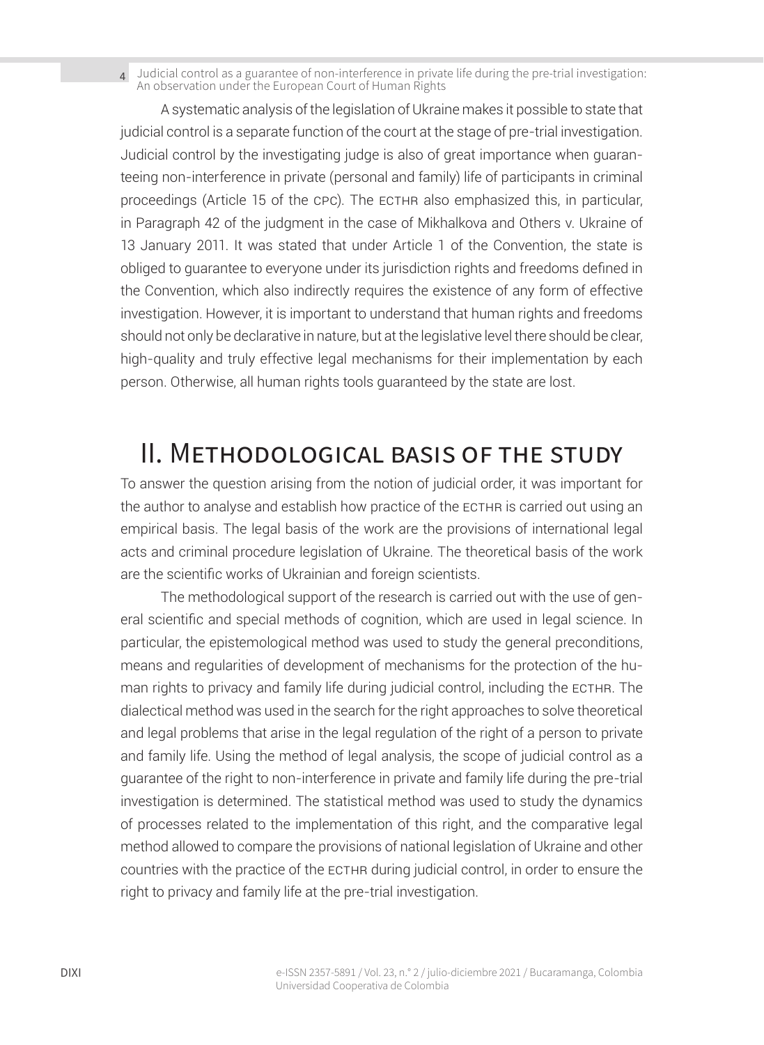A systematic analysis of the legislation of Ukraine makes it possible to state that judicial control is a separate function of the court at the stage of pre-trial investigation. Judicial control by the investigating judge is also of great importance when guaranteeing non-interference in private (personal and family) life of participants in criminal proceedings (Article 15 of the CPC). The ECTHR also emphasized this, in particular, in Paragraph 42 of the judgment in the case of Mikhalkova and Others v. Ukraine of 13 January 2011. It was stated that under Article 1 of the Convention, the state is obliged to guarantee to everyone under its jurisdiction rights and freedoms defined in the Convention, which also indirectly requires the existence of any form of effective investigation. However, it is important to understand that human rights and freedoms should not only be declarative in nature, but at the legislative level there should be clear, high-quality and truly effective legal mechanisms for their implementation by each person. Otherwise, all human rights tools guaranteed by the state are lost.

# II. Methodological basis of the study

To answer the question arising from the notion of judicial order, it was important for the author to analyse and establish how practice of the ECTHR is carried out using an empirical basis. The legal basis of the work are the provisions of international legal acts and criminal procedure legislation of Ukraine. The theoretical basis of the work are the scientific works of Ukrainian and foreign scientists.

The methodological support of the research is carried out with the use of general scientific and special methods of cognition, which are used in legal science. In particular, the epistemological method was used to study the general preconditions, means and regularities of development of mechanisms for the protection of the human rights to privacy and family life during judicial control, including the ECTHR. The dialectical method was used in the search for the right approaches to solve theoretical and legal problems that arise in the legal regulation of the right of a person to private and family life. Using the method of legal analysis, the scope of judicial control as a guarantee of the right to non-interference in private and family life during the pre-trial investigation is determined. The statistical method was used to study the dynamics of processes related to the implementation of this right, and the comparative legal method allowed to compare the provisions of national legislation of Ukraine and other countries with the practice of the ECTHR during judicial control, in order to ensure the right to privacy and family life at the pre-trial investigation.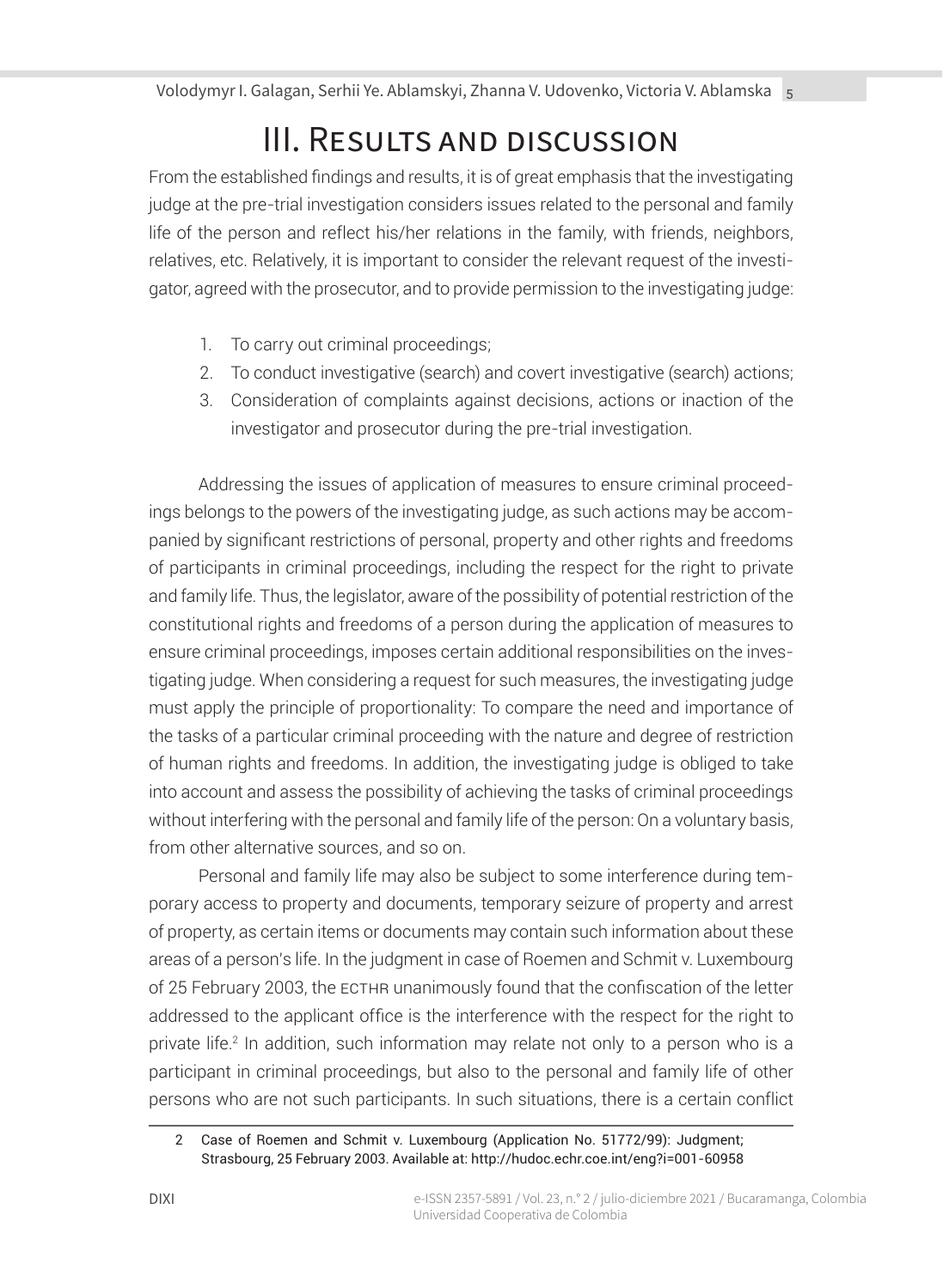# III. Results and discussion

From the established findings and results, it is of great emphasis that the investigating judge at the pre-trial investigation considers issues related to the personal and family life of the person and reflect his/her relations in the family, with friends, neighbors, relatives, etc. Relatively, it is important to consider the relevant request of the investigator, agreed with the prosecutor, and to provide permission to the investigating judge:

1. To carry out criminal proceedings;
2. To conduct investigative (search) and covert investigative (search) actions;
3. Consideration of complaints against decisions, actions or inaction of the investigator and prosecutor during the pre-trial investigation.

Addressing the issues of application of measures to ensure criminal proceedings belongs to the powers of the investigating judge, as such actions may be accompanied by significant restrictions of personal, property and other rights and freedoms of participants in criminal proceedings, including the respect for the right to private and family life. Thus, the legislator, aware of the possibility of potential restriction of the constitutional rights and freedoms of a person during the application of measures to ensure criminal proceedings, imposes certain additional responsibilities on the investigating judge. When considering a request for such measures, the investigating judge must apply the principle of proportionality: To compare the need and importance of the tasks of a particular criminal proceeding with the nature and degree of restriction of human rights and freedoms. In addition, the investigating judge is obliged to take into account and assess the possibility of achieving the tasks of criminal proceedings without interfering with the personal and family life of the person: On a voluntary basis, from other alternative sources, and so on.

Personal and family life may also be subject to some interference during temporary access to property and documents, temporary seizure of property and arrest of property, as certain items or documents may contain such information about these areas of a person's life. In the judgment in case of Roemen and Schmit v. Luxembourg of 25 February 2003, the ECTHR unanimously found that the confiscation of the letter addressed to the applicant office is the interference with the respect for the right to private life.[2] In addition, such information may relate not only to a person who is a participant in criminal proceedings, but also to the personal and family life of other persons who are not such participants. In such situations, there is a certain conflict

---

2 Case of Roemen and Schmit v. Luxembourg (Application No. 51772/99): Judgment; Strasbourg, 25 February 2003. Available at: http://hudoc.echr.coe.int/eng?i=001-60958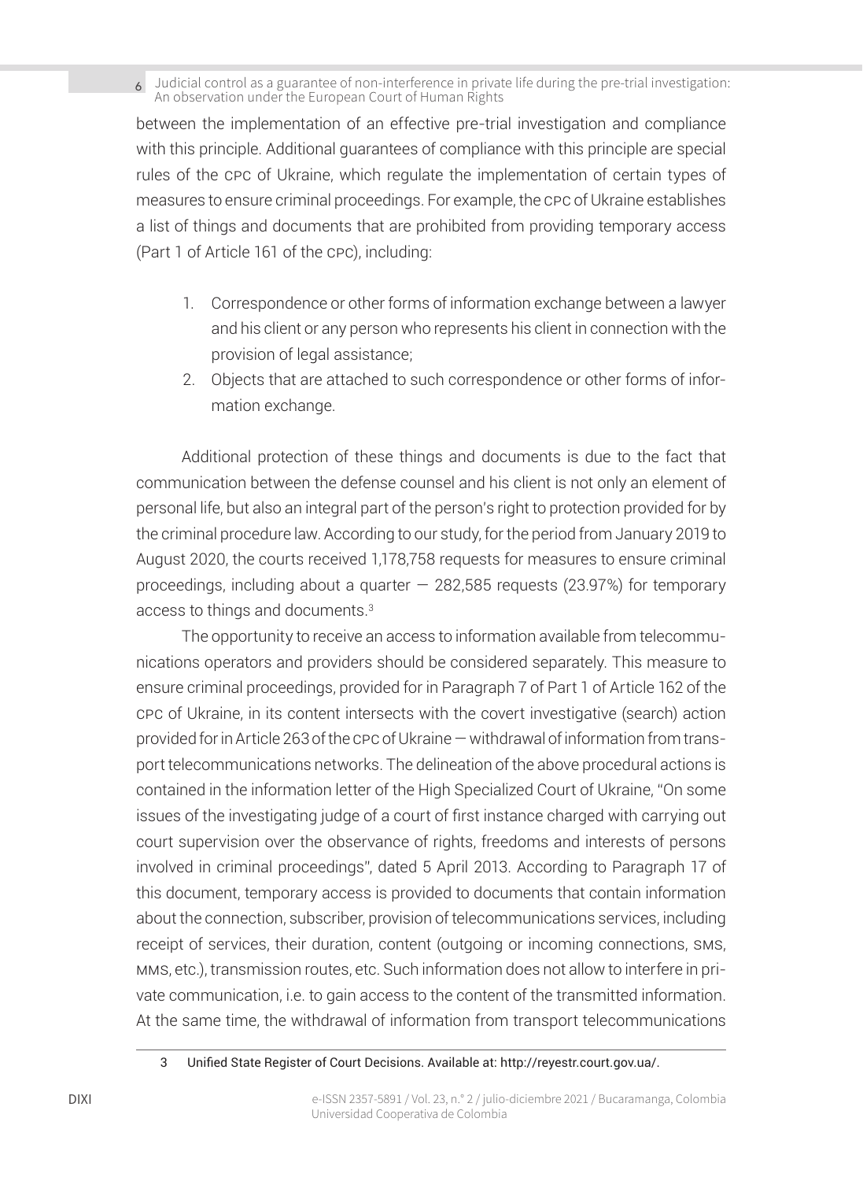between the implementation of an effective pre-trial investigation and compliance with this principle. Additional guarantees of compliance with this principle are special rules of the CPC of Ukraine, which regulate the implementation of certain types of measures to ensure criminal proceedings. For example, the CPC of Ukraine establishes a list of things and documents that are prohibited from providing temporary access (Part 1 of Article 161 of the CPC), including:

1. Correspondence or other forms of information exchange between a lawyer and his client or any person who represents his client in connection with the provision of legal assistance;
2. Objects that are attached to such correspondence or other forms of information exchange.

Additional protection of these things and documents is due to the fact that communication between the defense counsel and his client is not only an element of personal life, but also an integral part of the person's right to protection provided for by the criminal procedure law. According to our study, for the period from January 2019 to August 2020, the courts received 1,178,758 requests for measures to ensure criminal proceedings, including about a quarter — 282,585 requests (23.97%) for temporary access to things and documents.[3]

The opportunity to receive an access to information available from telecommunications operators and providers should be considered separately. This measure to ensure criminal proceedings, provided for in Paragraph 7 of Part 1 of Article 162 of the CPC of Ukraine, in its content intersects with the covert investigative (search) action provided for in Article 263 of the CPC of Ukraine — withdrawal of information from transport telecommunications networks. The delineation of the above procedural actions is contained in the information letter of the High Specialized Court of Ukraine, "On some issues of the investigating judge of a court of first instance charged with carrying out court supervision over the observance of rights, freedoms and interests of persons involved in criminal proceedings", dated 5 April 2013. According to Paragraph 17 of this document, temporary access is provided to documents that contain information about the connection, subscriber, provision of telecommunications services, including receipt of services, their duration, content (outgoing or incoming connections, SMS, MMS, etc.), transmission routes, etc. Such information does not allow to interfere in private communication, i.e. to gain access to the content of the transmitted information. At the same time, the withdrawal of information from transport telecommunications

---

3 Unified State Register of Court Decisions. Available at: http://reyestr.court.gov.ua/.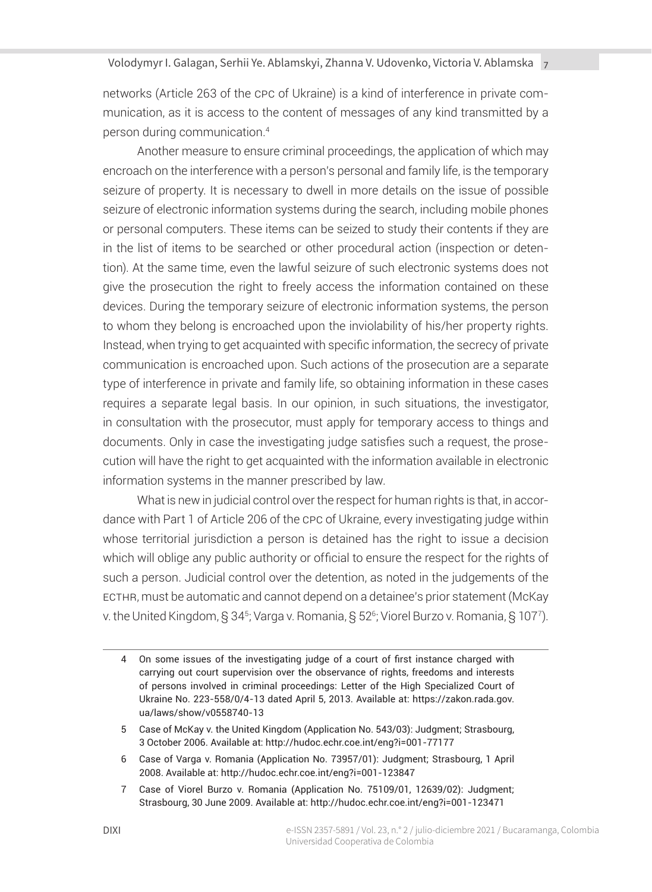networks (Article 263 of the CPC of Ukraine) is a kind of interference in private communication, as it is access to the content of messages of any kind transmitted by a person during communication.[4]

Another measure to ensure criminal proceedings, the application of which may encroach on the interference with a person's personal and family life, is the temporary seizure of property. It is necessary to dwell in more details on the issue of possible seizure of electronic information systems during the search, including mobile phones or personal computers. These items can be seized to study their contents if they are in the list of items to be searched or other procedural action (inspection or detention). At the same time, even the lawful seizure of such electronic systems does not give the prosecution the right to freely access the information contained on these devices. During the temporary seizure of electronic information systems, the person to whom they belong is encroached upon the inviolability of his/her property rights. Instead, when trying to get acquainted with specific information, the secrecy of private communication is encroached upon. Such actions of the prosecution are a separate type of interference in private and family life, so obtaining information in these cases requires a separate legal basis. In our opinion, in such situations, the investigator, in consultation with the prosecutor, must apply for temporary access to things and documents. Only in case the investigating judge satisfies such a request, the prosecution will have the right to get acquainted with the information available in electronic information systems in the manner prescribed by law.

What is new in judicial control over the respect for human rights is that, in accordance with Part 1 of Article 206 of the CPC of Ukraine, every investigating judge within whose territorial jurisdiction a person is detained has the right to issue a decision which will oblige any public authority or official to ensure the respect for the rights of such a person. Judicial control over the detention, as noted in the judgements of the ECTHR, must be automatic and cannot depend on a detainee's prior statement (McKay v. the United Kingdom, § 34[5]; Varga v. Romania, § 52[6]; Viorel Burzo v. Romania, § 107[7]).

---

4 On some issues of the investigating judge of a court of first instance charged with carrying out court supervision over the observance of rights, freedoms and interests of persons involved in criminal proceedings: Letter of the High Specialized Court of Ukraine No. 223-558/0/4-13 dated April 5, 2013. Available at: https://zakon.rada.gov.ua/laws/show/v0558740-13

5 Case of McKay v. the United Kingdom (Application No. 543/03): Judgment; Strasbourg, 3 October 2006. Available at: http://hudoc.echr.coe.int/eng?i=001-77177

6 Case of Varga v. Romania (Application No. 73957/01): Judgment; Strasbourg, 1 April 2008. Available at: http://hudoc.echr.coe.int/eng?i=001-123847

7 Case of Viorel Burzo v. Romania (Application No. 75109/01, 12639/02): Judgment; Strasbourg, 30 June 2009. Available at: http://hudoc.echr.coe.int/eng?i=001-123471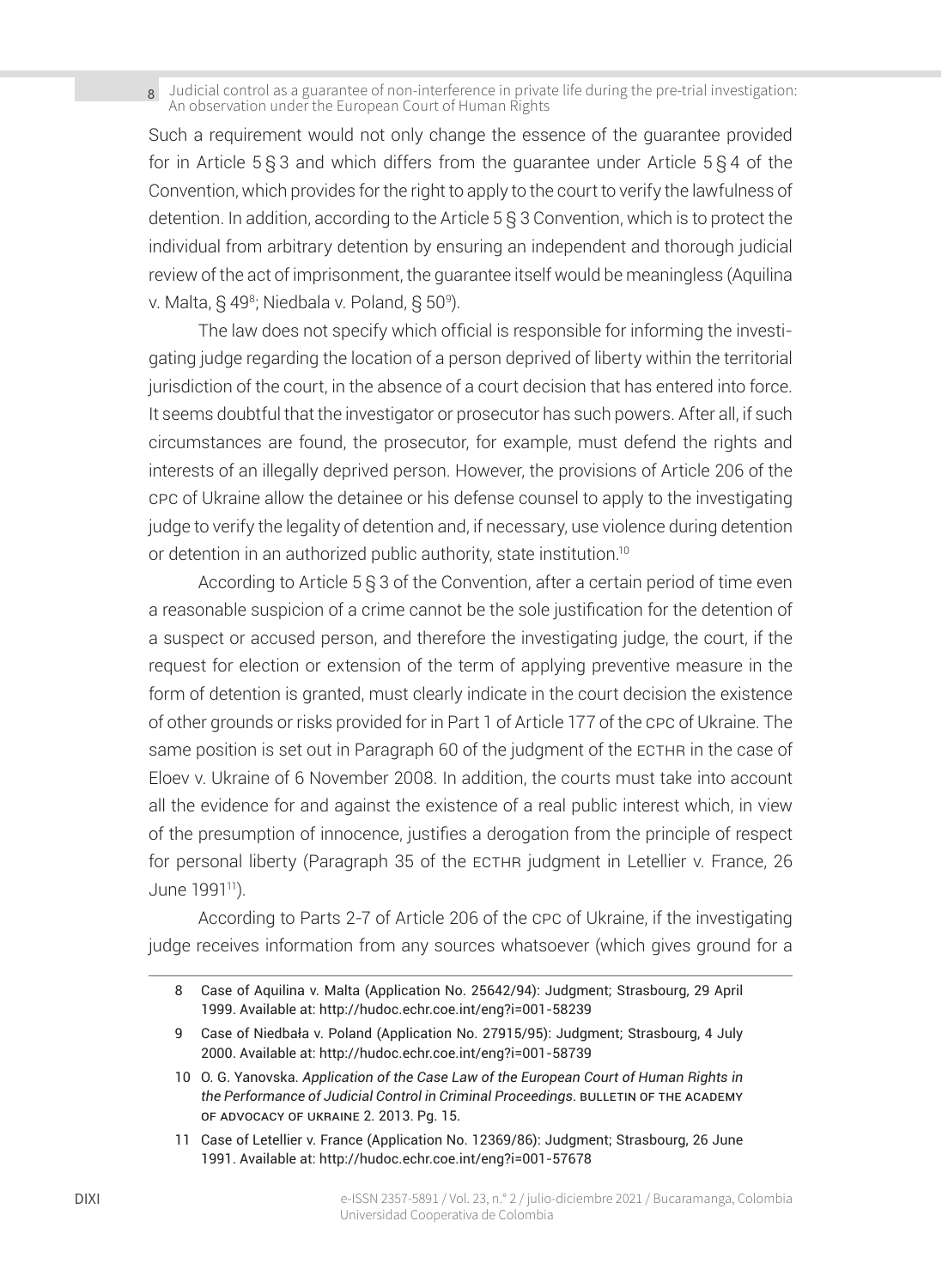Such a requirement would not only change the essence of the guarantee provided for in Article 5 § 3 and which differs from the guarantee under Article 5 § 4 of the Convention, which provides for the right to apply to the court to verify the lawfulness of detention. In addition, according to the Article 5 § 3 Convention, which is to protect the individual from arbitrary detention by ensuring an independent and thorough judicial review of the act of imprisonment, the guarantee itself would be meaningless (Aquilina v. Malta, § 49[8]; Niedbala v. Poland, § 50[9]).

The law does not specify which official is responsible for informing the investigating judge regarding the location of a person deprived of liberty within the territorial jurisdiction of the court, in the absence of a court decision that has entered into force. It seems doubtful that the investigator or prosecutor has such powers. After all, if such circumstances are found, the prosecutor, for example, must defend the rights and interests of an illegally deprived person. However, the provisions of Article 206 of the CPC of Ukraine allow the detainee or his defense counsel to apply to the investigating judge to verify the legality of detention and, if necessary, use violence during detention or detention in an authorized public authority, state institution.[10]

According to Article 5 § 3 of the Convention, after a certain period of time even a reasonable suspicion of a crime cannot be the sole justification for the detention of a suspect or accused person, and therefore the investigating judge, the court, if the request for election or extension of the term of applying preventive measure in the form of detention is granted, must clearly indicate in the court decision the existence of other grounds or risks provided for in Part 1 of Article 177 of the CPC of Ukraine. The same position is set out in Paragraph 60 of the judgment of the ECTHR in the case of Eloev v. Ukraine of 6 November 2008. In addition, the courts must take into account all the evidence for and against the existence of a real public interest which, in view of the presumption of innocence, justifies a derogation from the principle of respect for personal liberty (Paragraph 35 of the ECTHR judgment in Letellier v. France, 26 June 1991[11]).

According to Parts 2-7 of Article 206 of the CPC of Ukraine, if the investigating judge receives information from any sources whatsoever (which gives ground for a

---

8 Case of Aquilina v. Malta (Application No. 25642/94): Judgment; Strasbourg, 29 April 1999. Available at: http://hudoc.echr.coe.int/eng?i=001-58239

9 Case of Niedbała v. Poland (Application No. 27915/95): Judgment; Strasbourg, 4 July 2000. Available at: http://hudoc.echr.coe.int/eng?i=001-58739

10 O. G. Yanovska. *Application of the Case Law of the European Court of Human Rights in the Performance of Judicial Control in Criminal Proceedings*. BULLETIN OF THE ACADEMY OF ADVOCACY OF UKRAINE 2. 2013. Pg. 15.

11 Case of Letellier v. France (Application No. 12369/86): Judgment; Strasbourg, 26 June 1991. Available at: http://hudoc.echr.coe.int/eng?i=001-57678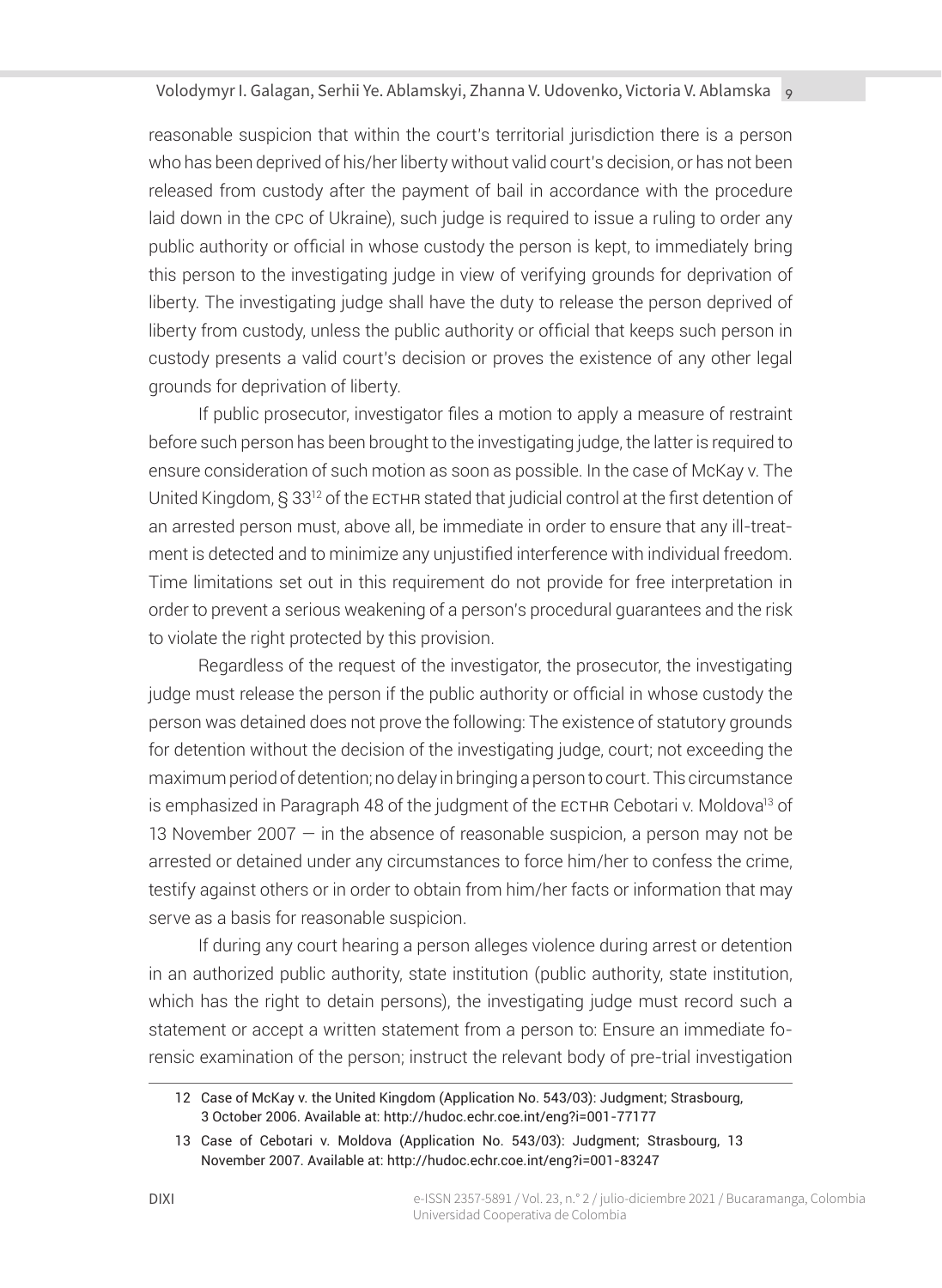reasonable suspicion that within the court's territorial jurisdiction there is a person who has been deprived of his/her liberty without valid court's decision, or has not been released from custody after the payment of bail in accordance with the procedure laid down in the CPC of Ukraine), such judge is required to issue a ruling to order any public authority or official in whose custody the person is kept, to immediately bring this person to the investigating judge in view of verifying grounds for deprivation of liberty. The investigating judge shall have the duty to release the person deprived of liberty from custody, unless the public authority or official that keeps such person in custody presents a valid court's decision or proves the existence of any other legal grounds for deprivation of liberty.

If public prosecutor, investigator files a motion to apply a measure of restraint before such person has been brought to the investigating judge, the latter is required to ensure consideration of such motion as soon as possible. In the case of McKay v. The United Kingdom, § 33[12] of the ECTHR stated that judicial control at the first detention of an arrested person must, above all, be immediate in order to ensure that any ill-treatment is detected and to minimize any unjustified interference with individual freedom. Time limitations set out in this requirement do not provide for free interpretation in order to prevent a serious weakening of a person's procedural guarantees and the risk to violate the right protected by this provision.

Regardless of the request of the investigator, the prosecutor, the investigating judge must release the person if the public authority or official in whose custody the person was detained does not prove the following: The existence of statutory grounds for detention without the decision of the investigating judge, court; not exceeding the maximum period of detention; no delay in bringing a person to court. This circumstance is emphasized in Paragraph 48 of the judgment of the ECTHR Cebotari v. Moldova[13] of 13 November 2007 — in the absence of reasonable suspicion, a person may not be arrested or detained under any circumstances to force him/her to confess the crime, testify against others or in order to obtain from him/her facts or information that may serve as a basis for reasonable suspicion.

If during any court hearing a person alleges violence during arrest or detention in an authorized public authority, state institution (public authority, state institution, which has the right to detain persons), the investigating judge must record such a statement or accept a written statement from a person to: Ensure an immediate forensic examination of the person; instruct the relevant body of pre-trial investigation

---

12 Case of McKay v. the United Kingdom (Application No. 543/03): Judgment; Strasbourg, 3 October 2006. Available at: http://hudoc.echr.coe.int/eng?i=001-77177

13 Case of Cebotari v. Moldova (Application No. 543/03): Judgment; Strasbourg, 13 November 2007. Available at: http://hudoc.echr.coe.int/eng?i=001-83247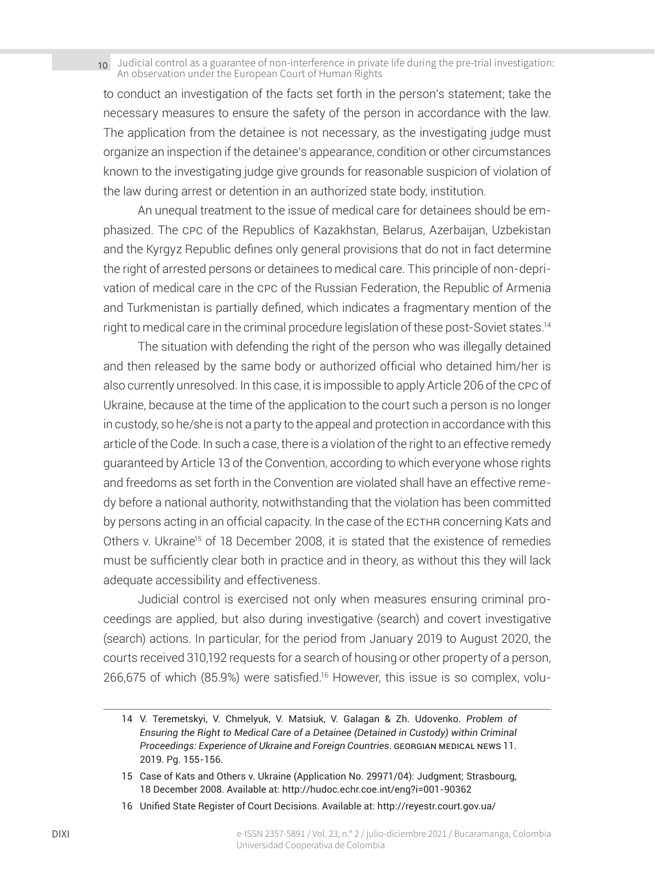to conduct an investigation of the facts set forth in the person's statement; take the necessary measures to ensure the safety of the person in accordance with the law. The application from the detainee is not necessary, as the investigating judge must organize an inspection if the detainee's appearance, condition or other circumstances known to the investigating judge give grounds for reasonable suspicion of violation of the law during arrest or detention in an authorized state body, institution.

An unequal treatment to the issue of medical care for detainees should be emphasized. The CPC of the Republics of Kazakhstan, Belarus, Azerbaijan, Uzbekistan and the Kyrgyz Republic defines only general provisions that do not in fact determine the right of arrested persons or detainees to medical care. This principle of non-deprivation of medical care in the CPC of the Russian Federation, the Republic of Armenia and Turkmenistan is partially defined, which indicates a fragmentary mention of the right to medical care in the criminal procedure legislation of these post-Soviet states.[14]

The situation with defending the right of the person who was illegally detained and then released by the same body or authorized official who detained him/her is also currently unresolved. In this case, it is impossible to apply Article 206 of the CPC of Ukraine, because at the time of the application to the court such a person is no longer in custody, so he/she is not a party to the appeal and protection in accordance with this article of the Code. In such a case, there is a violation of the right to an effective remedy guaranteed by Article 13 of the Convention, according to which everyone whose rights and freedoms as set forth in the Convention are violated shall have an effective remedy before a national authority, notwithstanding that the violation has been committed by persons acting in an official capacity. In the case of the ECTHR concerning Kats and Others v. Ukraine[15] of 18 December 2008, it is stated that the existence of remedies must be sufficiently clear both in practice and in theory, as without this they will lack adequate accessibility and effectiveness.

Judicial control is exercised not only when measures ensuring criminal proceedings are applied, but also during investigative (search) and covert investigative (search) actions. In particular, for the period from January 2019 to August 2020, the courts received 310,192 requests for a search of housing or other property of a person, 266,675 of which (85.9%) were satisfied.[16] However, this issue is so complex, volu-

---

14 V. Teremetskyi, V. Chmelyuk, V. Matsiuk, V. Galagan & Zh. Udovenko. *Problem of Ensuring the Right to Medical Care of a Detainee (Detained in Custody) within Criminal Proceedings: Experience of Ukraine and Foreign Countries*. GEORGIAN MEDICAL NEWS 11. 2019. Pg. 155-156.

15 Case of Kats and Others v. Ukraine (Application No. 29971/04): Judgment; Strasbourg, 18 December 2008. Available at: http://hudoc.echr.coe.int/eng?i=001-90362

16 Unified State Register of Court Decisions. Available at: http://reyestr.court.gov.ua/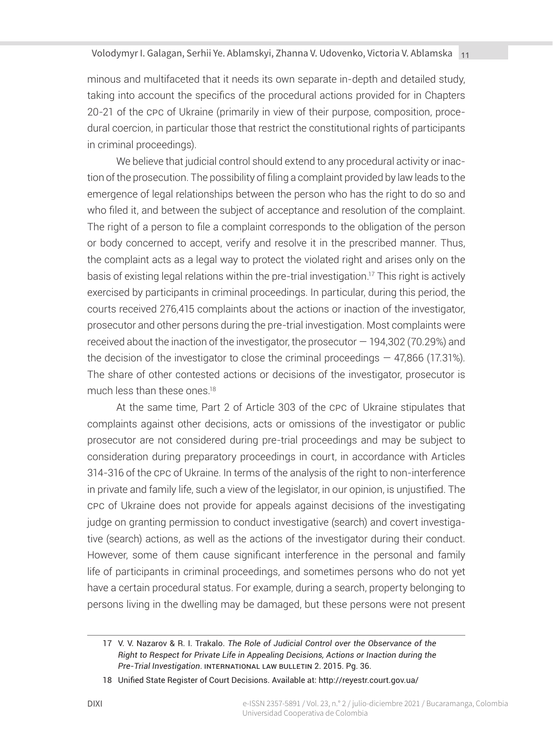minous and multifaceted that it needs its own separate in-depth and detailed study, taking into account the specifics of the procedural actions provided for in Chapters 20-21 of the CPC of Ukraine (primarily in view of their purpose, composition, procedural coercion, in particular those that restrict the constitutional rights of participants in criminal proceedings).

We believe that judicial control should extend to any procedural activity or inaction of the prosecution. The possibility of filing a complaint provided by law leads to the emergence of legal relationships between the person who has the right to do so and who filed it, and between the subject of acceptance and resolution of the complaint. The right of a person to file a complaint corresponds to the obligation of the person or body concerned to accept, verify and resolve it in the prescribed manner. Thus, the complaint acts as a legal way to protect the violated right and arises only on the basis of existing legal relations within the pre-trial investigation.[17] This right is actively exercised by participants in criminal proceedings. In particular, during this period, the courts received 276,415 complaints about the actions or inaction of the investigator, prosecutor and other persons during the pre-trial investigation. Most complaints were received about the inaction of the investigator, the prosecutor — 194,302 (70.29%) and the decision of the investigator to close the criminal proceedings — 47,866 (17.31%). The share of other contested actions or decisions of the investigator, prosecutor is much less than these ones.[18]

At the same time, Part 2 of Article 303 of the CPC of Ukraine stipulates that complaints against other decisions, acts or omissions of the investigator or public prosecutor are not considered during pre-trial proceedings and may be subject to consideration during preparatory proceedings in court, in accordance with Articles 314-316 of the CPC of Ukraine. In terms of the analysis of the right to non-interference in private and family life, such a view of the legislator, in our opinion, is unjustified. The CPC of Ukraine does not provide for appeals against decisions of the investigating judge on granting permission to conduct investigative (search) and covert investigative (search) actions, as well as the actions of the investigator during their conduct. However, some of them cause significant interference in the personal and family life of participants in criminal proceedings, and sometimes persons who do not yet have a certain procedural status. For example, during a search, property belonging to persons living in the dwelling may be damaged, but these persons were not present

---

17 V. V. Nazarov & R. I. Trakalo. *The Role of Judicial Control over the Observance of the Right to Respect for Private Life in Appealing Decisions, Actions or Inaction during the Pre-Trial Investigation*. INTERNATIONAL LAW BULLETIN 2. 2015. Pg. 36.

18 Unified State Register of Court Decisions. Available at: http://reyestr.court.gov.ua/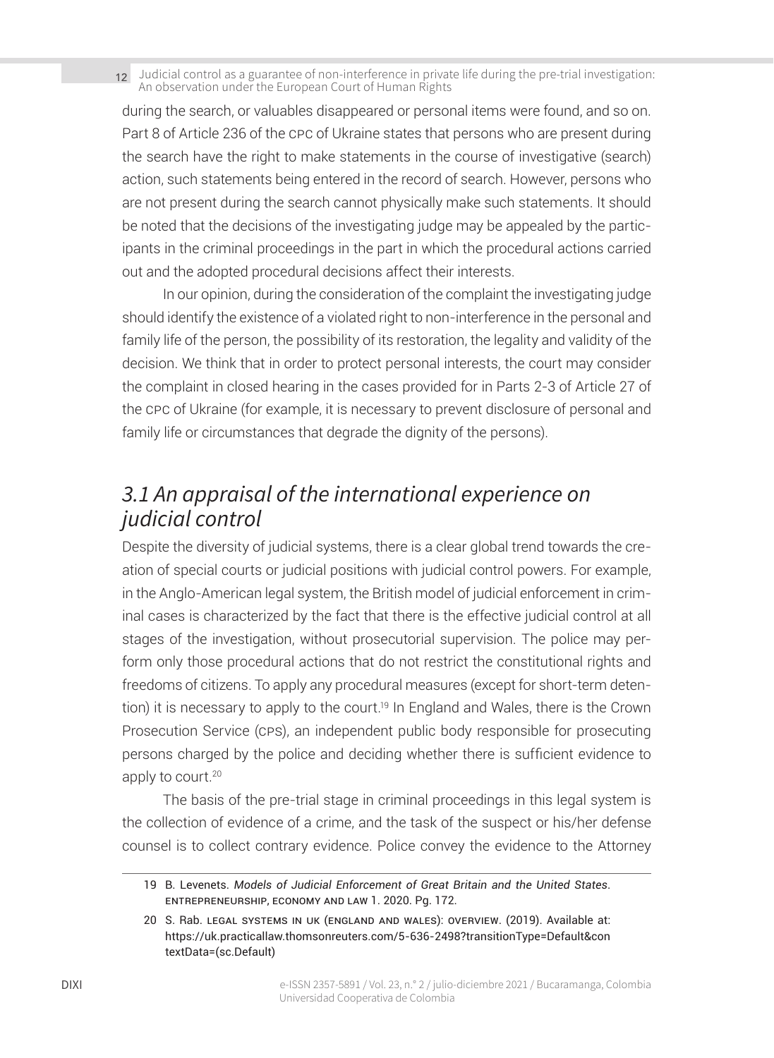during the search, or valuables disappeared or personal items were found, and so on. Part 8 of Article 236 of the CPC of Ukraine states that persons who are present during the search have the right to make statements in the course of investigative (search) action, such statements being entered in the record of search. However, persons who are not present during the search cannot physically make such statements. It should be noted that the decisions of the investigating judge may be appealed by the participants in the criminal proceedings in the part in which the procedural actions carried out and the adopted procedural decisions affect their interests.

In our opinion, during the consideration of the complaint the investigating judge should identify the existence of a violated right to non-interference in the personal and family life of the person, the possibility of its restoration, the legality and validity of the decision. We think that in order to protect personal interests, the court may consider the complaint in closed hearing in the cases provided for in Parts 2-3 of Article 27 of the CPC of Ukraine (for example, it is necessary to prevent disclosure of personal and family life or circumstances that degrade the dignity of the persons).

## *3.1 An appraisal of the international experience on judicial control*

Despite the diversity of judicial systems, there is a clear global trend towards the creation of special courts or judicial positions with judicial control powers. For example, in the Anglo-American legal system, the British model of judicial enforcement in criminal cases is characterized by the fact that there is the effective judicial control at all stages of the investigation, without prosecutorial supervision. The police may perform only those procedural actions that do not restrict the constitutional rights and freedoms of citizens. To apply any procedural measures (except for short-term detention) it is necessary to apply to the court.[19] In England and Wales, there is the Crown Prosecution Service (CPS), an independent public body responsible for prosecuting persons charged by the police and deciding whether there is sufficient evidence to apply to court.[20]

The basis of the pre-trial stage in criminal proceedings in this legal system is the collection of evidence of a crime, and the task of the suspect or his/her defense counsel is to collect contrary evidence. Police convey the evidence to the Attorney

---

19 B. Levenets. *Models of Judicial Enforcement of Great Britain and the United States*. ENTREPRENEURSHIP, ECONOMY AND LAW 1. 2020. Pg. 172.

20 S. Rab. LEGAL SYSTEMS IN UK (ENGLAND AND WALES): OVERVIEW. (2019). Available at: https://uk.practicallaw.thomsonreuters.com/5-636-2498?transitionType=Default&contextData=(sc.Default)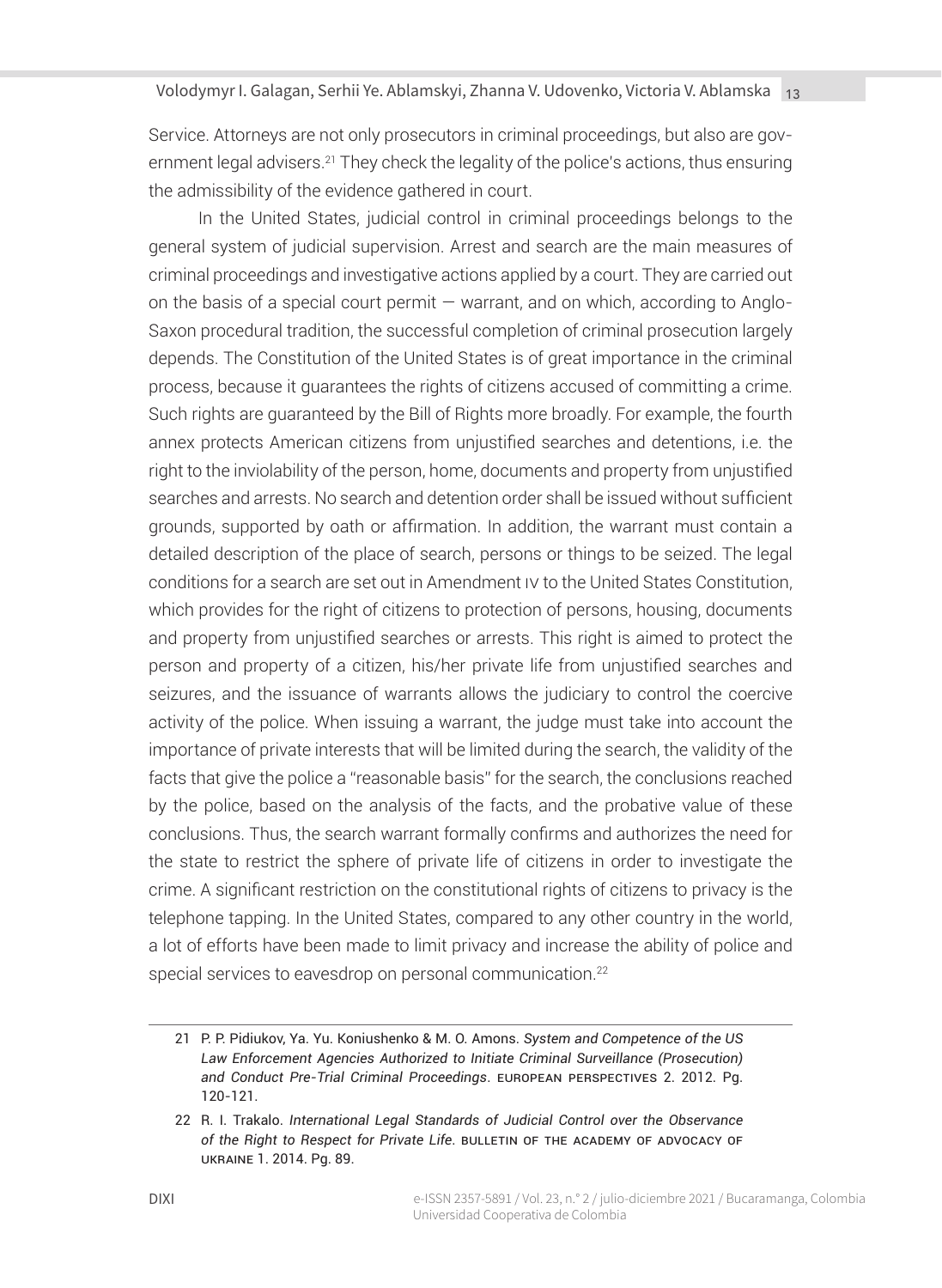Service. Attorneys are not only prosecutors in criminal proceedings, but also are government legal advisers.[21] They check the legality of the police's actions, thus ensuring the admissibility of the evidence gathered in court.

In the United States, judicial control in criminal proceedings belongs to the general system of judicial supervision. Arrest and search are the main measures of criminal proceedings and investigative actions applied by a court. They are carried out on the basis of a special court permit — warrant, and on which, according to Anglo-Saxon procedural tradition, the successful completion of criminal prosecution largely depends. The Constitution of the United States is of great importance in the criminal process, because it guarantees the rights of citizens accused of committing a crime. Such rights are guaranteed by the Bill of Rights more broadly. For example, the fourth annex protects American citizens from unjustified searches and detentions, i.e. the right to the inviolability of the person, home, documents and property from unjustified searches and arrests. No search and detention order shall be issued without sufficient grounds, supported by oath or affirmation. In addition, the warrant must contain a detailed description of the place of search, persons or things to be seized. The legal conditions for a search are set out in Amendment IV to the United States Constitution, which provides for the right of citizens to protection of persons, housing, documents and property from unjustified searches or arrests. This right is aimed to protect the person and property of a citizen, his/her private life from unjustified searches and seizures, and the issuance of warrants allows the judiciary to control the coercive activity of the police. When issuing a warrant, the judge must take into account the importance of private interests that will be limited during the search, the validity of the facts that give the police a "reasonable basis" for the search, the conclusions reached by the police, based on the analysis of the facts, and the probative value of these conclusions. Thus, the search warrant formally confirms and authorizes the need for the state to restrict the sphere of private life of citizens in order to investigate the crime. A significant restriction on the constitutional rights of citizens to privacy is the telephone tapping. In the United States, compared to any other country in the world, a lot of efforts have been made to limit privacy and increase the ability of police and special services to eavesdrop on personal communication.[22]

---

21 P. P. Pidiukov, Ya. Yu. Koniushenko & M. O. Amons. *System and Competence of the US Law Enforcement Agencies Authorized to Initiate Criminal Surveillance (Prosecution) and Conduct Pre-Trial Criminal Proceedings*. European Perspectives 2. 2012. Pg. 120-121.

22 R. I. Trakalo. *International Legal Standards of Judicial Control over the Observance of the Right to Respect for Private Life*. Bulletin of the Academy of Advocacy of Ukraine 1. 2014. Pg. 89.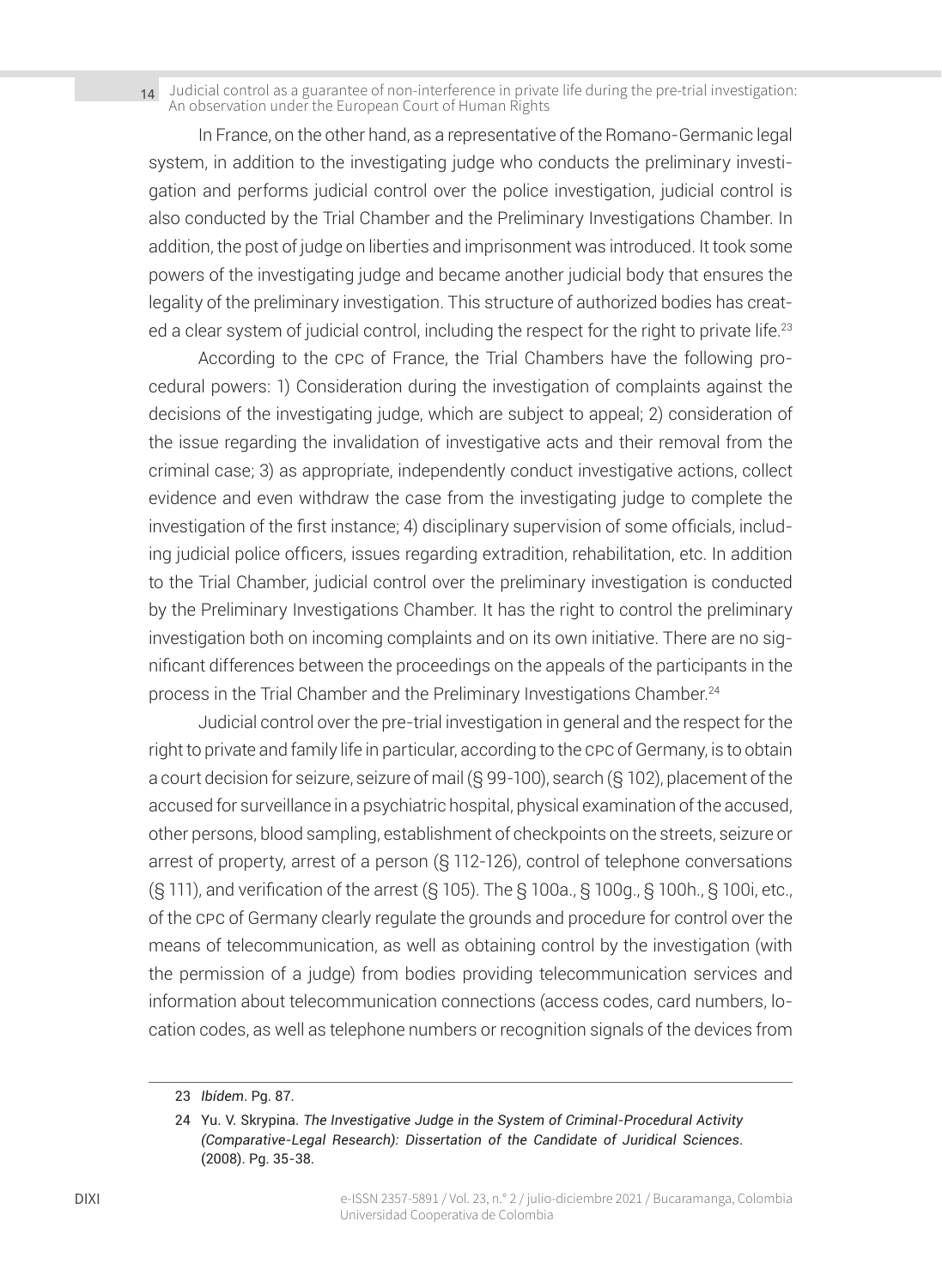In France, on the other hand, as a representative of the Romano-Germanic legal system, in addition to the investigating judge who conducts the preliminary investigation and performs judicial control over the police investigation, judicial control is also conducted by the Trial Chamber and the Preliminary Investigations Chamber. In addition, the post of judge on liberties and imprisonment was introduced. It took some powers of the investigating judge and became another judicial body that ensures the legality of the preliminary investigation. This structure of authorized bodies has created a clear system of judicial control, including the respect for the right to private life.[23]

According to the CPC of France, the Trial Chambers have the following procedural powers: 1) Consideration during the investigation of complaints against the decisions of the investigating judge, which are subject to appeal; 2) consideration of the issue regarding the invalidation of investigative acts and their removal from the criminal case; 3) as appropriate, independently conduct investigative actions, collect evidence and even withdraw the case from the investigating judge to complete the investigation of the first instance; 4) disciplinary supervision of some officials, including judicial police officers, issues regarding extradition, rehabilitation, etc. In addition to the Trial Chamber, judicial control over the preliminary investigation is conducted by the Preliminary Investigations Chamber. It has the right to control the preliminary investigation both on incoming complaints and on its own initiative. There are no significant differences between the proceedings on the appeals of the participants in the process in the Trial Chamber and the Preliminary Investigations Chamber.[24]

Judicial control over the pre-trial investigation in general and the respect for the right to private and family life in particular, according to the CPC of Germany, is to obtain a court decision for seizure, seizure of mail (§ 99-100), search (§ 102), placement of the accused for surveillance in a psychiatric hospital, physical examination of the accused, other persons, blood sampling, establishment of checkpoints on the streets, seizure or arrest of property, arrest of a person (§ 112-126), control of telephone conversations (§ 111), and verification of the arrest (§ 105). The § 100a., § 100g., § 100h., § 100i, etc., of the CPC of Germany clearly regulate the grounds and procedure for control over the means of telecommunication, as well as obtaining control by the investigation (with the permission of a judge) from bodies providing telecommunication services and information about telecommunication connections (access codes, card numbers, location codes, as well as telephone numbers or recognition signals of the devices from

---

23 *Ibídem*. Pg. 87.

24 Yu. V. Skrypina. *The Investigative Judge in the System of Criminal-Procedural Activity (Comparative-Legal Research): Dissertation of the Candidate of Juridical Sciences*. (2008). Pg. 35-38.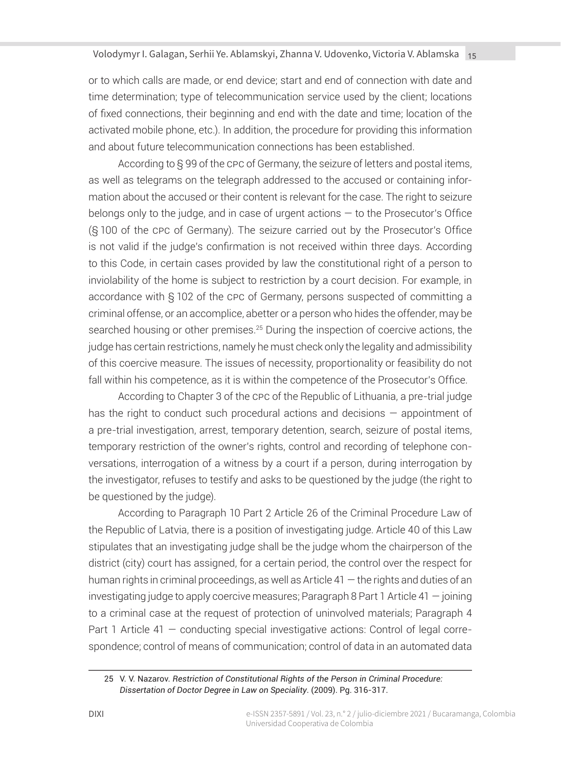or to which calls are made, or end device; start and end of connection with date and time determination; type of telecommunication service used by the client; locations of fixed connections, their beginning and end with the date and time; location of the activated mobile phone, etc.). In addition, the procedure for providing this information and about future telecommunication connections has been established.

According to § 99 of the CPC of Germany, the seizure of letters and postal items, as well as telegrams on the telegraph addressed to the accused or containing information about the accused or their content is relevant for the case. The right to seizure belongs only to the judge, and in case of urgent actions — to the Prosecutor's Office (§ 100 of the CPC of Germany). The seizure carried out by the Prosecutor's Office is not valid if the judge's confirmation is not received within three days. According to this Code, in certain cases provided by law the constitutional right of a person to inviolability of the home is subject to restriction by a court decision. For example, in accordance with § 102 of the CPC of Germany, persons suspected of committing a criminal offense, or an accomplice, abetter or a person who hides the offender, may be searched housing or other premises.[25] During the inspection of coercive actions, the judge has certain restrictions, namely he must check only the legality and admissibility of this coercive measure. The issues of necessity, proportionality or feasibility do not fall within his competence, as it is within the competence of the Prosecutor's Office.

According to Chapter 3 of the CPC of the Republic of Lithuania, a pre-trial judge has the right to conduct such procedural actions and decisions — appointment of a pre-trial investigation, arrest, temporary detention, search, seizure of postal items, temporary restriction of the owner's rights, control and recording of telephone conversations, interrogation of a witness by a court if a person, during interrogation by the investigator, refuses to testify and asks to be questioned by the judge (the right to be questioned by the judge).

According to Paragraph 10 Part 2 Article 26 of the Criminal Procedure Law of the Republic of Latvia, there is a position of investigating judge. Article 40 of this Law stipulates that an investigating judge shall be the judge whom the chairperson of the district (city) court has assigned, for a certain period, the control over the respect for human rights in criminal proceedings, as well as Article 41 — the rights and duties of an investigating judge to apply coercive measures; Paragraph 8 Part 1 Article 41 — joining to a criminal case at the request of protection of uninvolved materials; Paragraph 4 Part 1 Article 41 — conducting special investigative actions: Control of legal correspondence; control of means of communication; control of data in an automated data

---

25 V. V. Nazarov. *Restriction of Constitutional Rights of the Person in Criminal Procedure: Dissertation of Doctor Degree in Law on Speciality*. (2009). Pg. 316-317.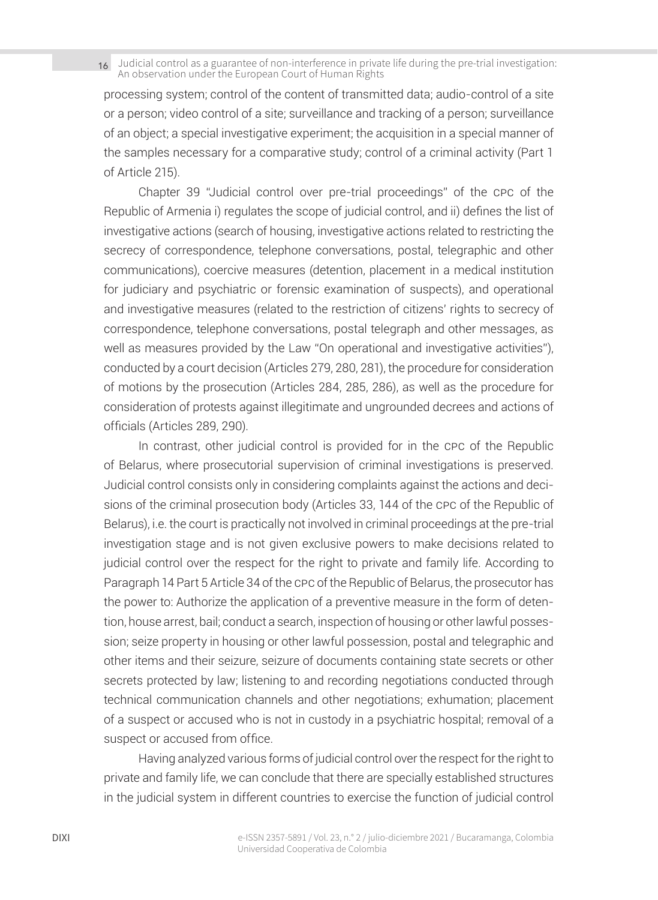processing system; control of the content of transmitted data; audio-control of a site or a person; video control of a site; surveillance and tracking of a person; surveillance of an object; a special investigative experiment; the acquisition in a special manner of the samples necessary for a comparative study; control of a criminal activity (Part 1 of Article 215).

Chapter 39 "Judicial control over pre-trial proceedings" of the CPC of the Republic of Armenia i) regulates the scope of judicial control, and ii) defines the list of investigative actions (search of housing, investigative actions related to restricting the secrecy of correspondence, telephone conversations, postal, telegraphic and other communications), coercive measures (detention, placement in a medical institution for judiciary and psychiatric or forensic examination of suspects), and operational and investigative measures (related to the restriction of citizens' rights to secrecy of correspondence, telephone conversations, postal telegraph and other messages, as well as measures provided by the Law "On operational and investigative activities"), conducted by a court decision (Articles 279, 280, 281), the procedure for consideration of motions by the prosecution (Articles 284, 285, 286), as well as the procedure for consideration of protests against illegitimate and ungrounded decrees and actions of officials (Articles 289, 290).

In contrast, other judicial control is provided for in the CPC of the Republic of Belarus, where prosecutorial supervision of criminal investigations is preserved. Judicial control consists only in considering complaints against the actions and decisions of the criminal prosecution body (Articles 33, 144 of the CPC of the Republic of Belarus), i.e. the court is practically not involved in criminal proceedings at the pre-trial investigation stage and is not given exclusive powers to make decisions related to judicial control over the respect for the right to private and family life. According to Paragraph 14 Part 5 Article 34 of the CPC of the Republic of Belarus, the prosecutor has the power to: Authorize the application of a preventive measure in the form of detention, house arrest, bail; conduct a search, inspection of housing or other lawful possession; seize property in housing or other lawful possession, postal and telegraphic and other items and their seizure, seizure of documents containing state secrets or other secrets protected by law; listening to and recording negotiations conducted through technical communication channels and other negotiations; exhumation; placement of a suspect or accused who is not in custody in a psychiatric hospital; removal of a suspect or accused from office.

Having analyzed various forms of judicial control over the respect for the right to private and family life, we can conclude that there are specially established structures in the judicial system in different countries to exercise the function of judicial control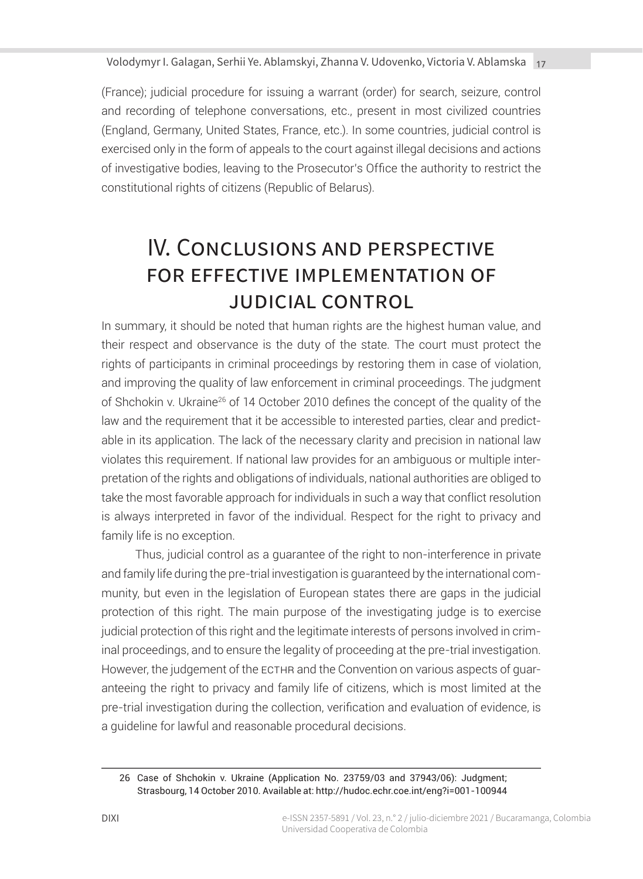(France); judicial procedure for issuing a warrant (order) for search, seizure, control and recording of telephone conversations, etc., present in most civilized countries (England, Germany, United States, France, etc.). In some countries, judicial control is exercised only in the form of appeals to the court against illegal decisions and actions of investigative bodies, leaving to the Prosecutor's Office the authority to restrict the constitutional rights of citizens (Republic of Belarus).

## IV. Conclusions and perspective for effective implementation of judicial control

In summary, it should be noted that human rights are the highest human value, and their respect and observance is the duty of the state. The court must protect the rights of participants in criminal proceedings by restoring them in case of violation, and improving the quality of law enforcement in criminal proceedings. The judgment of Shchokin v. Ukraine[26] of 14 October 2010 defines the concept of the quality of the law and the requirement that it be accessible to interested parties, clear and predictable in its application. The lack of the necessary clarity and precision in national law violates this requirement. If national law provides for an ambiguous or multiple interpretation of the rights and obligations of individuals, national authorities are obliged to take the most favorable approach for individuals in such a way that conflict resolution is always interpreted in favor of the individual. Respect for the right to privacy and family life is no exception.

Thus, judicial control as a guarantee of the right to non-interference in private and family life during the pre-trial investigation is guaranteed by the international community, but even in the legislation of European states there are gaps in the judicial protection of this right. The main purpose of the investigating judge is to exercise judicial protection of this right and the legitimate interests of persons involved in criminal proceedings, and to ensure the legality of proceeding at the pre-trial investigation. However, the judgement of the ECTHR and the Convention on various aspects of guaranteeing the right to privacy and family life of citizens, which is most limited at the pre-trial investigation during the collection, verification and evaluation of evidence, is a guideline for lawful and reasonable procedural decisions.

---

26 Case of Shchokin v. Ukraine (Application No. 23759/03 and 37943/06): Judgment; Strasbourg, 14 October 2010. Available at: http://hudoc.echr.coe.int/eng?i=001-100944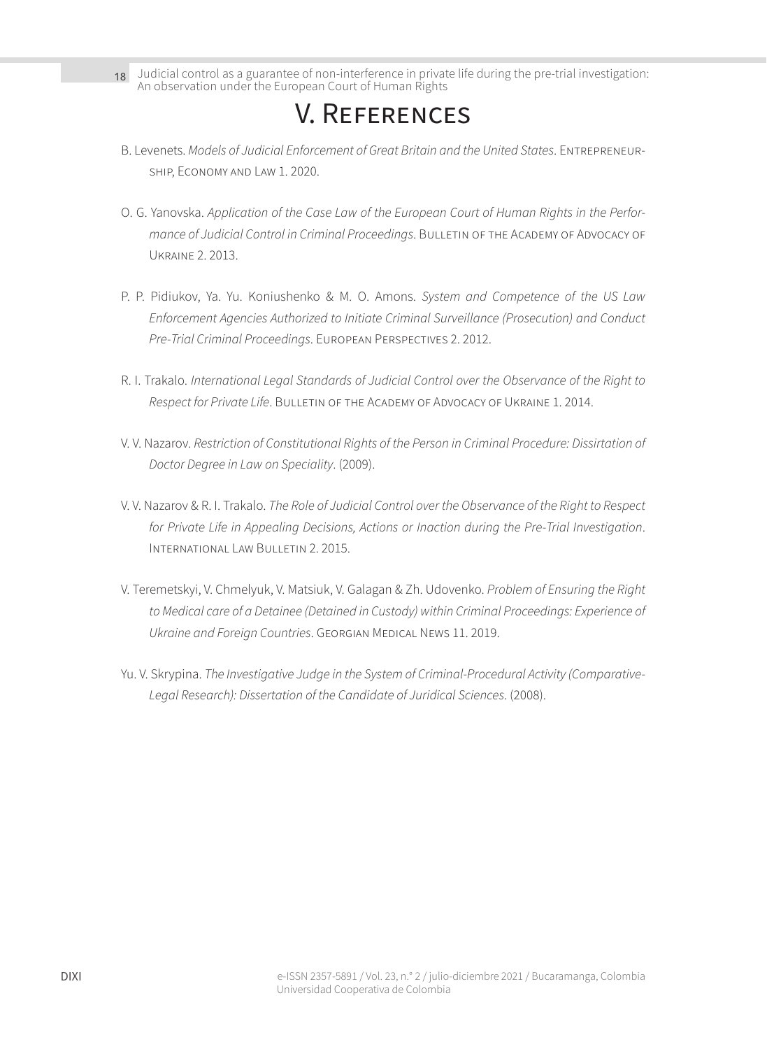# V. References

B. Levenets. *Models of Judicial Enforcement of Great Britain and the United States*. Entrepreneurship, Economy and Law 1. 2020.

O. G. Yanovska. *Application of the Case Law of the European Court of Human Rights in the Performance of Judicial Control in Criminal Proceedings*. Bulletin of the Academy of Advocacy of Ukraine 2. 2013.

P. P. Pidiukov, Ya. Yu. Koniushenko & M. O. Amons. *System and Competence of the US Law Enforcement Agencies Authorized to Initiate Criminal Surveillance (Prosecution) and Conduct Pre-Trial Criminal Proceedings*. European Perspectives 2. 2012.

R. I. Trakalo. *International Legal Standards of Judicial Control over the Observance of the Right to Respect for Private Life*. Bulletin of the Academy of Advocacy of Ukraine 1. 2014.

V. V. Nazarov. *Restriction of Constitutional Rights of the Person in Criminal Procedure: Dissirtation of Doctor Degree in Law on Speciality*. (2009).

V. V. Nazarov & R. I. Trakalo. *The Role of Judicial Control over the Observance of the Right to Respect for Private Life in Appealing Decisions, Actions or Inaction during the Pre-Trial Investigation*. International Law Bulletin 2. 2015.

V. Teremetskyi, V. Chmelyuk, V. Matsiuk, V. Galagan & Zh. Udovenko. *Problem of Ensuring the Right to Medical care of a Detainee (Detained in Custody) within Criminal Proceedings: Experience of Ukraine and Foreign Countries*. Georgian Medical News 11. 2019.

Yu. V. Skrypina. *The Investigative Judge in the System of Criminal-Procedural Activity (Comparative-Legal Research): Dissertation of the Candidate of Juridical Sciences*. (2008).